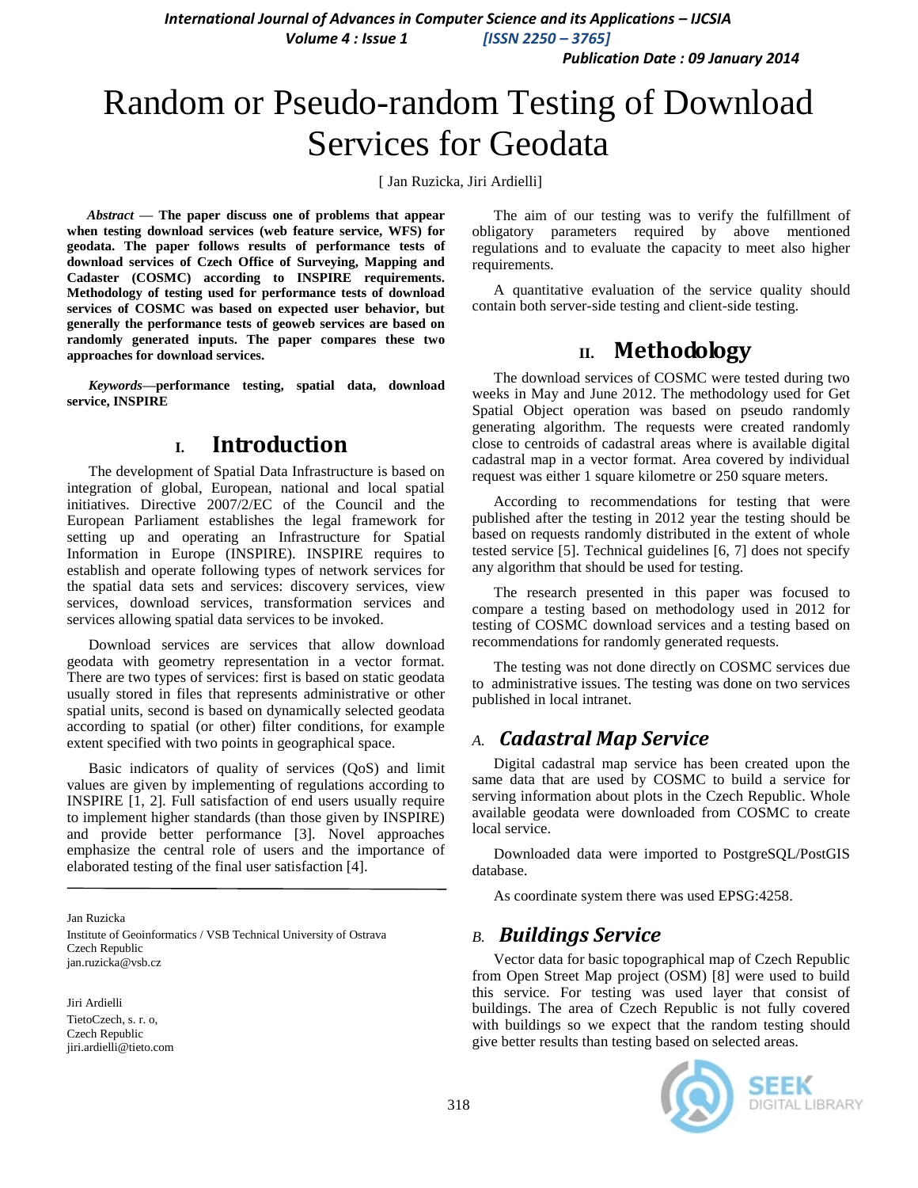# Random or Pseudo-random Testing of Download Services for Geodata

[ Jan Ruzicka, Jiri Ardielli]

***Abstract* — The paper discuss one of problems that appear when testing download services (web feature service, WFS) for geodata. The paper follows results of performance tests of download services of Czech Office of Surveying, Mapping and Cadaster (COSMC) according to INSPIRE requirements. Methodology of testing used for performance tests of download services of COSMC was based on expected user behavior, but generally the performance tests of geoweb services are based on randomly generated inputs. The paper compares these two approaches for download services.**

***Keywords*—performance testing, spatial data, download service, INSPIRE**

## I. Introduction

The development of Spatial Data Infrastructure is based on integration of global, European, national and local spatial initiatives. Directive 2007/2/EC of the Council and the European Parliament establishes the legal framework for setting up and operating an Infrastructure for Spatial Information in Europe (INSPIRE). INSPIRE requires to establish and operate following types of network services for the spatial data sets and services: discovery services, view services, download services, transformation services and services allowing spatial data services to be invoked.

Download services are services that allow download geodata with geometry representation in a vector format. There are two types of services: first is based on static geodata usually stored in files that represents administrative or other spatial units, second is based on dynamically selected geodata according to spatial (or other) filter conditions, for example extent specified with two points in geographical space.

Basic indicators of quality of services (QoS) and limit values are given by implementing of regulations according to INSPIRE [1, 2]. Full satisfaction of end users usually require to implement higher standards (than those given by INSPIRE) and provide better performance [3]. Novel approaches emphasize the central role of users and the importance of elaborated testing of the final user satisfaction [4].

The aim of our testing was to verify the fulfillment of obligatory parameters required by above mentioned regulations and to evaluate the capacity to meet also higher requirements.

A quantitative evaluation of the service quality should contain both server-side testing and client-side testing.

## II. Methodology

The download services of COSMC were tested during two weeks in May and June 2012. The methodology used for Get Spatial Object operation was based on pseudo randomly generating algorithm. The requests were created randomly close to centroids of cadastral areas where is available digital cadastral map in a vector format. Area covered by individual request was either 1 square kilometre or 250 square meters.

According to recommendations for testing that were published after the testing in 2012 year the testing should be based on requests randomly distributed in the extent of whole tested service [5]. Technical guidelines [6, 7] does not specify any algorithm that should be used for testing.

The research presented in this paper was focused to compare a testing based on methodology used in 2012 for testing of COSMC download services and a testing based on recommendations for randomly generated requests.

The testing was not done directly on COSMC services due to administrative issues. The testing was done on two services published in local intranet.

### A. Cadastral Map Service

Digital cadastral map service has been created upon the same data that are used by COSMC to build a service for serving information about plots in the Czech Republic. Whole available geodata were downloaded from COSMC to create local service.

Downloaded data were imported to PostgreSQL/PostGIS database.

As coordinate system there was used EPSG:4258.

### B. Buildings Service

Vector data for basic topographical map of Czech Republic from Open Street Map project (OSM) [8] were used to build this service. For testing was used layer that consist of buildings. The area of Czech Republic is not fully covered with buildings so we expect that the random testing should give better results than testing based on selected areas.

---

Jan Ruzicka
Institute of Geoinformatics / VSB Technical University of Ostrava
Czech Republic
jan.ruzicka@vsb.cz

Jiri Ardielli
TietoCzech, s. r. o,
Czech Republic
jiri.ardielli@tieto.com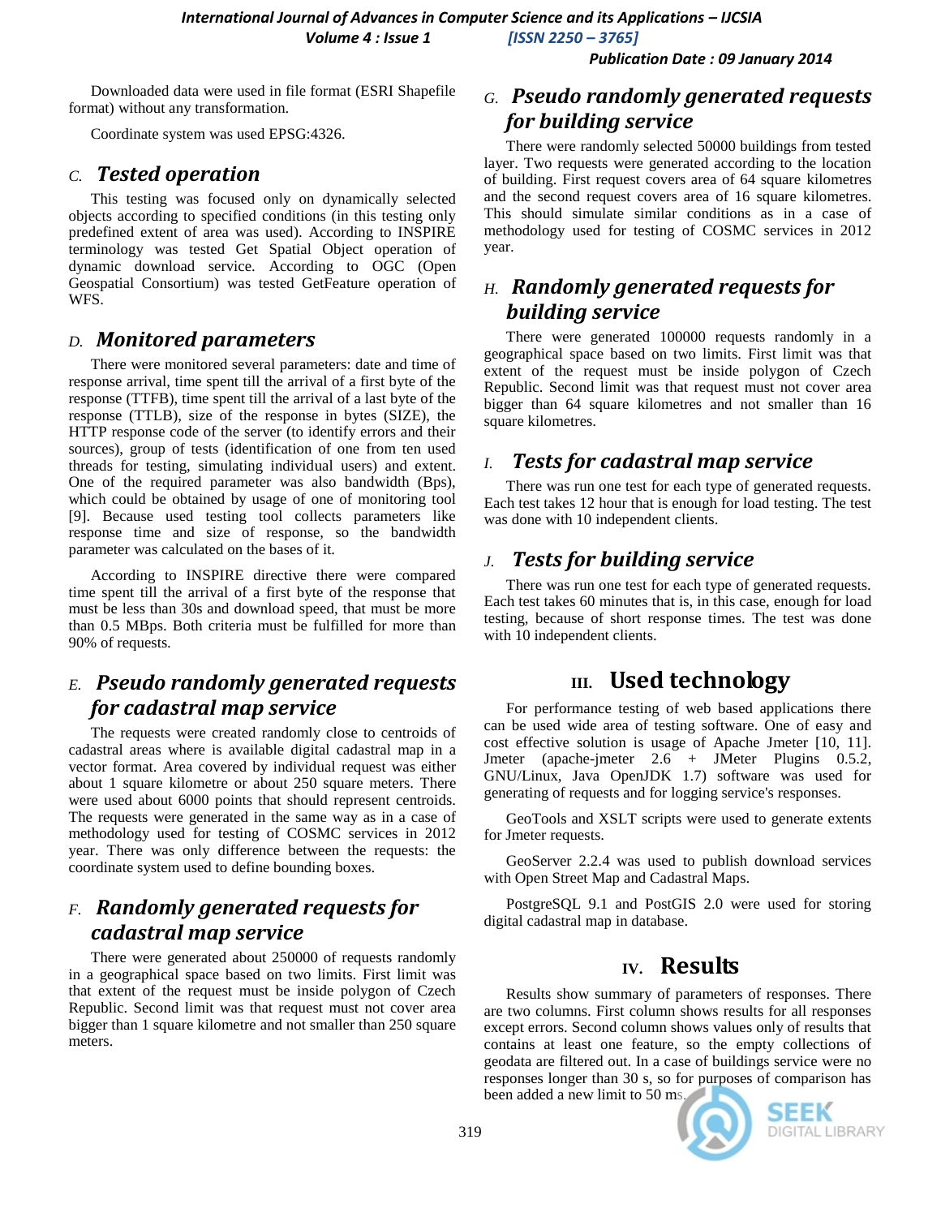Downloaded data were used in file format (ESRI Shapefile format) without any transformation.

Coordinate system was used EPSG:4326.

### C. *Tested operation*

This testing was focused only on dynamically selected objects according to specified conditions (in this testing only predefined extent of area was used). According to INSPIRE terminology was tested Get Spatial Object operation of dynamic download service. According to OGC (Open Geospatial Consortium) was tested GetFeature operation of WFS.

### D. *Monitored parameters*

There were monitored several parameters: date and time of response arrival, time spent till the arrival of a first byte of the response (TTFB), time spent till the arrival of a last byte of the response (TTLB), size of the response in bytes (SIZE), the HTTP response code of the server (to identify errors and their sources), group of tests (identification of one from ten used threads for testing, simulating individual users) and extent. One of the required parameter was also bandwidth (Bps), which could be obtained by usage of one of monitoring tool [9]. Because used testing tool collects parameters like response time and size of response, so the bandwidth parameter was calculated on the bases of it.

According to INSPIRE directive there were compared time spent till the arrival of a first byte of the response that must be less than 30s and download speed, that must be more than 0.5 MBps. Both criteria must be fulfilled for more than 90% of requests.

### E. *Pseudo randomly generated requests for cadastral map service*

The requests were created randomly close to centroids of cadastral areas where is available digital cadastral map in a vector format. Area covered by individual request was either about 1 square kilometre or about 250 square meters. There were used about 6000 points that should represent centroids. The requests were generated in the same way as in a case of methodology used for testing of COSMC services in 2012 year. There was only difference between the requests: the coordinate system used to define bounding boxes.

### F. *Randomly generated requests for cadastral map service*

There were generated about 250000 of requests randomly in a geographical space based on two limits. First limit was that extent of the request must be inside polygon of Czech Republic. Second limit was that request must not cover area bigger than 1 square kilometre and not smaller than 250 square meters.

### G. *Pseudo randomly generated requests for building service*

There were randomly selected 50000 buildings from tested layer. Two requests were generated according to the location of building. First request covers area of 64 square kilometres and the second request covers area of 16 square kilometres. This should simulate similar conditions as in a case of methodology used for testing of COSMC services in 2012 year.

### H. *Randomly generated requests for building service*

There were generated 100000 requests randomly in a geographical space based on two limits. First limit was that extent of the request must be inside polygon of Czech Republic. Second limit was that request must not cover area bigger than 64 square kilometres and not smaller than 16 square kilometres.

### I. *Tests for cadastral map service*

There was run one test for each type of generated requests. Each test takes 12 hour that is enough for load testing. The test was done with 10 independent clients.

### J. *Tests for building service*

There was run one test for each type of generated requests. Each test takes 60 minutes that is, in this case, enough for load testing, because of short response times. The test was done with 10 independent clients.

## III. Used technology

For performance testing of web based applications there can be used wide area of testing software. One of easy and cost effective solution is usage of Apache Jmeter [10, 11]. Jmeter (apache-jmeter 2.6 + JMeter Plugins 0.5.2, GNU/Linux, Java OpenJDK 1.7) software was used for generating of requests and for logging service's responses.

GeoTools and XSLT scripts were used to generate extents for Jmeter requests.

GeoServer 2.2.4 was used to publish download services with Open Street Map and Cadastral Maps.

PostgreSQL 9.1 and PostGIS 2.0 were used for storing digital cadastral map in database.

## IV. Results

Results show summary of parameters of responses. There are two columns. First column shows results for all responses except errors. Second column shows values only of results that contains at least one feature, so the empty collections of geodata are filtered out. In a case of buildings service were no responses longer than 30 s, so for purposes of comparison has been added a new limit to 50 ms.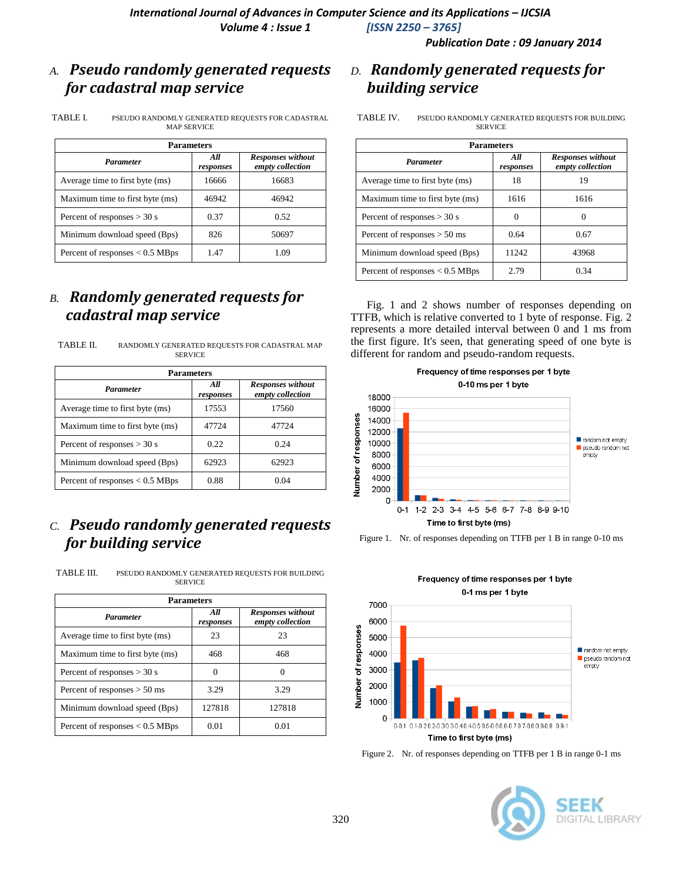### A. Pseudo randomly generated requests for cadastral map service

TABLE I. PSEUDO RANDOMLY GENERATED REQUESTS FOR CADASTRAL MAP SERVICE

| Parameters | | |
|---|---|---|
| *Parameter* | *All responses* | *Responses without empty collection* |
| Average time to first byte (ms) | 16666 | 16683 |
| Maximum time to first byte (ms) | 46942 | 46942 |
| Percent of responses > 30 s | 0.37 | 0.52 |
| Minimum download speed (Bps) | 826 | 50697 |
| Percent of responses < 0.5 MBps | 1.47 | 1.09 |

### B. Randomly generated requests for cadastral map service

TABLE II. RANDOMLY GENERATED REQUESTS FOR CADASTRAL MAP SERVICE

| Parameters | | |
|---|---|---|
| *Parameter* | *All responses* | *Responses without empty collection* |
| Average time to first byte (ms) | 17553 | 17560 |
| Maximum time to first byte (ms) | 47724 | 47724 |
| Percent of responses > 30 s | 0.22 | 0.24 |
| Minimum download speed (Bps) | 62923 | 62923 |
| Percent of responses < 0.5 MBps | 0.88 | 0.04 |

### C. Pseudo randomly generated requests for building service

TABLE III. PSEUDO RANDOMLY GENERATED REQUESTS FOR BUILDING SERVICE

| Parameters | | |
|---|---|---|
| *Parameter* | *All responses* | *Responses without empty collection* |
| Average time to first byte (ms) | 23 | 23 |
| Maximum time to first byte (ms) | 468 | 468 |
| Percent of responses > 30 s | 0 | 0 |
| Percent of responses > 50 ms | 3.29 | 3.29 |
| Minimum download speed (Bps) | 127818 | 127818 |
| Percent of responses < 0.5 MBps | 0.01 | 0.01 |

### D. Randomly generated requests for building service

TABLE IV. PSEUDO RANDOMLY GENERATED REQUESTS FOR BUILDING SERVICE

| Parameters | | |
|---|---|---|
| *Parameter* | *All responses* | *Responses without empty collection* |
| Average time to first byte (ms) | 18 | 19 |
| Maximum time to first byte (ms) | 1616 | 1616 |
| Percent of responses > 30 s | 0 | 0 |
| Percent of responses > 50 ms | 0.64 | 0.67 |
| Minimum download speed (Bps) | 11242 | 43968 |
| Percent of responses < 0.5 MBps | 2.79 | 0.34 |

Fig. 1 and 2 shows number of responses depending on TTFB, which is relative converted to 1 byte of response. Fig. 2 represents a more detailed interval between 0 and 1 ms from the first figure. It's seen, that generating speed of one byte is different for random and pseudo-random requests.

Figure 1. Nr. of responses depending on TTFB per 1 B in range 0-10 ms

Figure 2. Nr. of responses depending on TTFB per 1 B in range 0-1 ms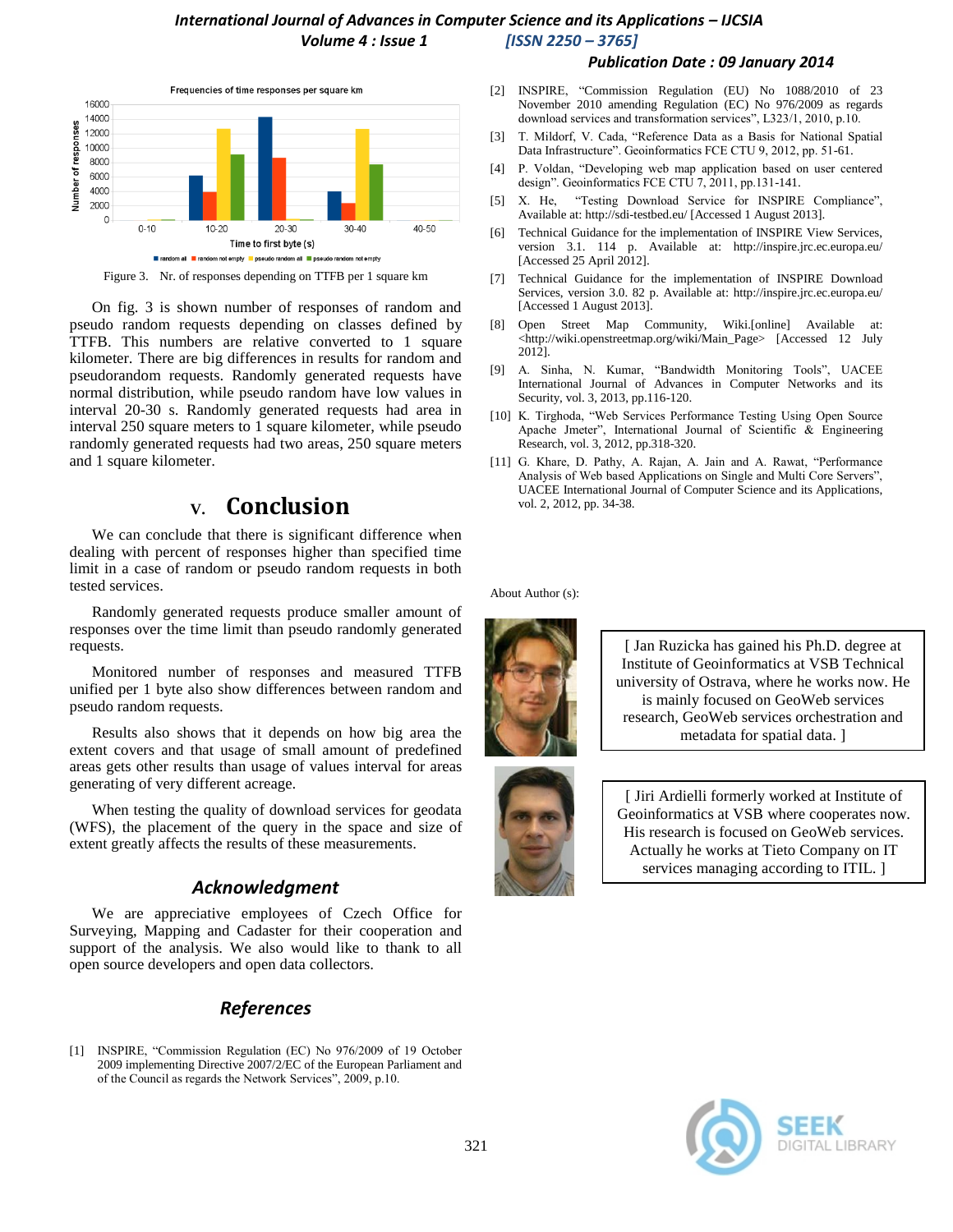Frequencies of time responses per square km

Number of responses

16000
14000
12000
10000
8000
6000
4000
2000
0

0-10
10-20
20-30
30-40
40-50

Time to first byte (s)

random all, random not empty, pseudo random all, pseudo random not empty

Figure 3. Nr. of responses depending on TTFB per 1 square km

On fig. 3 is shown number of responses of random and pseudo random requests depending on classes defined by TTFB. This numbers are relative converted to 1 square kilometer. There are big differences in results for random and pseudorandom requests. Randomly generated requests have normal distribution, while pseudo random have low values in interval 20-30 s. Randomly generated requests had area in interval 250 square meters to 1 square kilometer, while pseudo randomly generated requests had two areas, 250 square meters and 1 square kilometer.

## V. Conclusion

We can conclude that there is significant difference when dealing with percent of responses higher than specified time limit in a case of random or pseudo random requests in both tested services.

Randomly generated requests produce smaller amount of responses over the time limit than pseudo randomly generated requests.

Monitored number of responses and measured TTFB unified per 1 byte also show differences between random and pseudo random requests.

Results also shows that it depends on how big area the extent covers and that usage of small amount of predefined areas gets other results than usage of values interval for areas generating of very different acreage.

When testing the quality of download services for geodata (WFS), the placement of the query in the space and size of extent greatly affects the results of these measurements.

## *Acknowledgment*

We are appreciative employees of Czech Office for Surveying, Mapping and Cadaster for their cooperation and support of the analysis. We also would like to thank to all open source developers and open data collectors.

## *References*

[1] INSPIRE, "Commission Regulation (EC) No 976/2009 of 19 October 2009 implementing Directive 2007/2/EC of the European Parliament and of the Council as regards the Network Services", 2009, p.10.

[2] INSPIRE, "Commission Regulation (EU) No 1088/2010 of 23 November 2010 amending Regulation (EC) No 976/2009 as regards download services and transformation services", L323/1, 2010, p.10.

[3] T. Mildorf, V. Cada, "Reference Data as a Basis for National Spatial Data Infrastructure". Geoinformatics FCE CTU 9, 2012, pp. 51-61.

[4] P. Voldan, "Developing web map application based on user centered design". Geoinformatics FCE CTU 7, 2011, pp.131-141.

[5] X. He, "Testing Download Service for INSPIRE Compliance", Available at: http://sdi-testbed.eu/ [Accessed 1 August 2013].

[6] Technical Guidance for the implementation of INSPIRE View Services, version 3.1. 114 p. Available at: http://inspire.jrc.ec.europa.eu/ [Accessed 25 April 2012].

[7] Technical Guidance for the implementation of INSPIRE Download Services, version 3.0. 82 p. Available at: http://inspire.jrc.ec.europa.eu/ [Accessed 1 August 2013].

[8] Open Street Map Community, Wiki.[online] Available at: <http://wiki.openstreetmap.org/wiki/Main_Page> [Accessed 12 July 2012].

[9] A. Sinha, N. Kumar, "Bandwidth Monitoring Tools", UACEE International Journal of Advances in Computer Networks and its Security, vol. 3, 2013, pp.116-120.

[10] K. Tirghoda, "Web Services Performance Testing Using Open Source Apache Jmeter", International Journal of Scientific & Engineering Research, vol. 3, 2012, pp.318-320.

[11] G. Khare, D. Pathy, A. Rajan, A. Jain and A. Rawat, "Performance Analysis of Web based Applications on Single and Multi Core Servers", UACEE International Journal of Computer Science and its Applications, vol. 2, 2012, pp. 34-38.

About Author (s):

[ Jan Ruzicka has gained his Ph.D. degree at Institute of Geoinformatics at VSB Technical university of Ostrava, where he works now. He is mainly focused on GeoWeb services research, GeoWeb services orchestration and metadata for spatial data. ]

[ Jiri Ardielli formerly worked at Institute of Geoinformatics at VSB where cooperates now. His research is focused on GeoWeb services. Actually he works at Tieto Company on IT services managing according to ITIL. ]